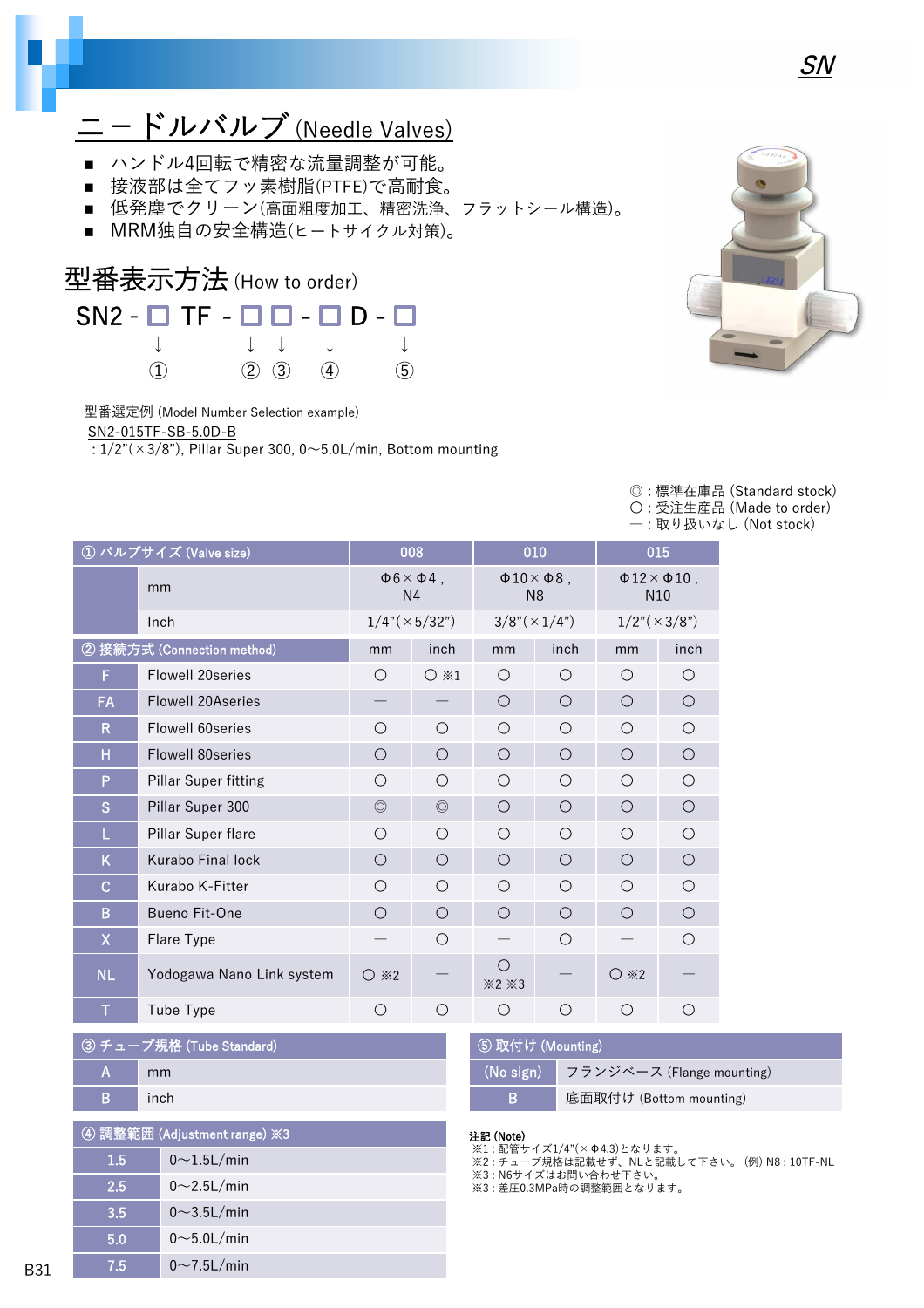# ニードルバルブ (Needle Valves)

- ハンドル4回転で精密な流量調整が可能。
- 接液部は全てフッ素樹脂(PTFE)で高耐食。
- 低発塵でクリーン(高面粗度加工、精密洗浄、フラットシール構造)。
- MRM独自の安全構造(ヒートサイクル対策)。

## 型番表示方法 (How to order)

SN2 - □ TF - □ □ - □ D - □

↓ ① ↓ ② ↓ ③ ↓ ④ ↓ ⑤

型番選定例 (Model Number Selection example)

SN2-015TF-SB-5.0D-B

: 1/2"(×3/8"), Pillar Super 300, 0～5.0L/min, Bottom mounting

◎ : 標準在庫品 (Standard stock)
○ : 受注生産品 (Made to order)
— : 取り扱いなし (Not stock)

| ① バルブサイズ (Valve size) | | 008 | | 010 | | 015 | |
|---|---|---|---|---|---|---|---|
| | mm | Φ6×Φ4 , N4 | | Φ10×Φ8 , N8 | | Φ12×Φ10 , N10 | |
| | Inch | 1/4"(×5/32") | | 3/8"(×1/4") | | 1/2"(×3/8") | |
| ② 接続方式 (Connection method) | | mm | inch | mm | inch | mm | inch |
| F | Flowell 20series | ○ | ○ ※1 | ○ | ○ | ○ | ○ |
| FA | Flowell 20Aseries | — | — | ○ | ○ | ○ | ○ |
| R | Flowell 60series | ○ | ○ | ○ | ○ | ○ | ○ |
| H | Flowell 80series | ○ | ○ | ○ | ○ | ○ | ○ |
| P | Pillar Super fitting | ○ | ○ | ○ | ○ | ○ | ○ |
| S | Pillar Super 300 | ◎ | ◎ | ○ | ○ | ○ | ○ |
| L | Pillar Super flare | ○ | ○ | ○ | ○ | ○ | ○ |
| K | Kurabo Final lock | ○ | ○ | ○ | ○ | ○ | ○ |
| C | Kurabo K-Fitter | ○ | ○ | ○ | ○ | ○ | ○ |
| B | Bueno Fit-One | ○ | ○ | ○ | ○ | ○ | ○ |
| X | Flare Type | — | ○ | — | ○ | — | ○ |
| NL | Yodogawa Nano Link system | ○ ※2 | — | ○ ※2 ※3 | — | ○ ※2 | — |
| T | Tube Type | ○ | ○ | ○ | ○ | ○ | ○ |

| ③ チューブ規格 (Tube Standard) | |
|---|---|
| A | mm |
| B | inch |

| ④ 調整範囲 (Adjustment range) ※3 | |
|---|---|
| 1.5 | 0～1.5L/min |
| 2.5 | 0～2.5L/min |
| 3.5 | 0～3.5L/min |
| 5.0 | 0～5.0L/min |
| 7.5 | 0～7.5L/min |

| ⑤ 取付け (Mounting) | |
|---|---|
| (No sign) | フランジベース (Flange mounting) |
| B | 底面取付け (Bottom mounting) |

**注記 (Note)**

※1 : 配管サイズ1/4"(×Φ4.3)となります。
※2 : チューブ規格は記載せず、NLと記載して下さい。(例) N8 : 10TF-NL
※3 : N6サイズはお問い合わせ下さい。
※3 : 差圧0.3MPa時の調整範囲となります。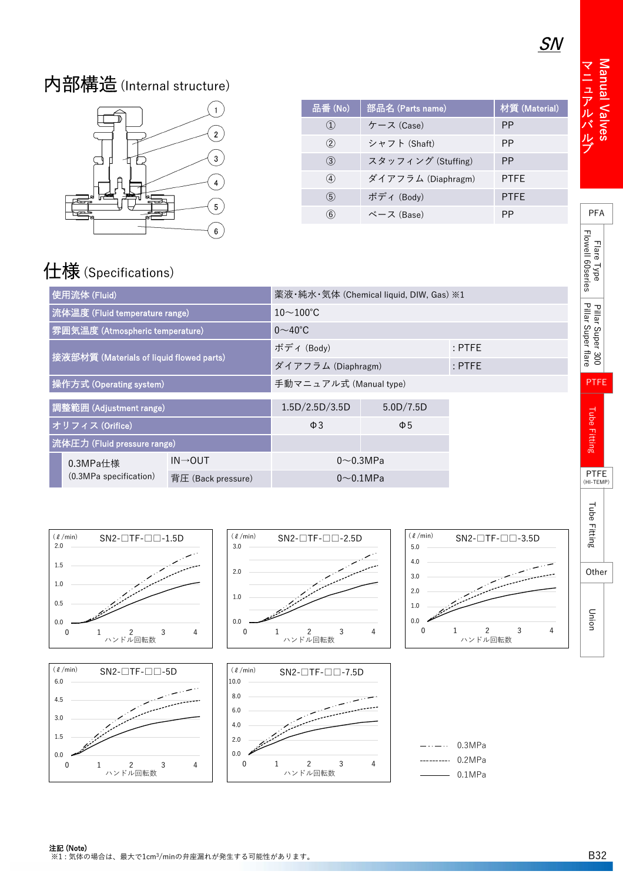## 内部構造 (Internal structure)

| 品番 (No) | 部品名 (Parts name) | 材質 (Material) |
|---|---|---|
| ① | ケース (Case) | PP |
| ② | シャフト (Shaft) | PP |
| ③ | スタッフィング (Stuffing) | PP |
| ④ | ダイアフラム (Diaphragm) | PTFE |
| ⑤ | ボディ (Body) | PTFE |
| ⑥ | ベース (Base) | PP |

## 仕様 (Specifications)

| 項目 | | |
|---|---|---|
| 使用流体 (Fluid) | 薬液･純水･気体 (Chemical liquid, DIW, Gas) ※1 | |
| 流体温度 (Fluid temperature range) | 10～100℃ | |
| 雰囲気温度 (Atmospheric temperature) | 0～40℃ | |
| 接液部材質 (Materials of liquid flowed parts) | ボディ (Body) | : PTFE |
| | ダイアフラム (Diaphragm) | : PTFE |
| 操作方式 (Operating system) | 手動マニュアル式 (Manual type) | |

| 調整範囲 (Adjustment range) | | 1.5D/2.5D/3.5D | 5.0D/7.5D |
|---|---|---|---|
| オリフィス (Orifice) | | Φ3 | Φ5 |
| 流体圧力 (Fluid pressure range) | | | |
| 0.3MPa仕様 (0.3MPa specification) | IN→OUT | 0～0.3MPa | |
| | 背圧 (Back pressure) | 0～0.1MPa | |

SN2-□TF-□□-1.5D (ℓ/min) / ハンドル回転数

SN2-□TF-□□-2.5D (ℓ/min) / ハンドル回転数

SN2-□TF-□□-3.5D (ℓ/min) / ハンドル回転数

SN2-□TF-□□-5D (ℓ/min) / ハンドル回転数

SN2-□TF-□□-7.5D (ℓ/min) / ハンドル回転数

—·—· 0.3MPa
------- 0.2MPa
——— 0.1MPa

**注記 (Note)**
※1：気体の場合は、最大で1cm³/minの弁座漏れが発生する可能性があります。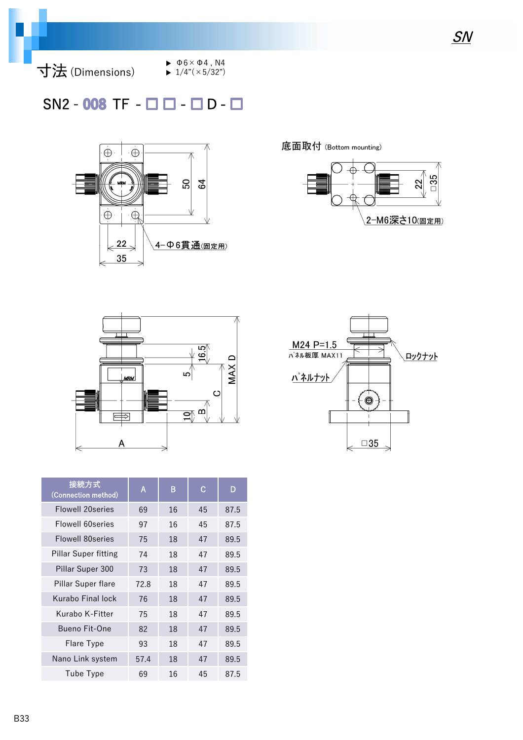# 寸法 (Dimensions)

- Φ6×Φ4 , N4
- 1/4"(×5/32")

## SN2 - 008 TF - □□ - □ D - □

底面取付 (Bottom mounting)

4-Φ6貫通(固定用)

2-M6深さ10(固定用)

M24 P=1.5

ﾊﾟﾈﾙ板厚 MAX11

ロックナット

ﾊﾟﾈﾙナット

| 接続方式 (Connection method) | A | B | C | D |
|---|---|---|---|---|
| Flowell 20series | 69 | 16 | 45 | 87.5 |
| Flowell 60series | 97 | 16 | 45 | 87.5 |
| Flowell 80series | 75 | 18 | 47 | 89.5 |
| Pillar Super fitting | 74 | 18 | 47 | 89.5 |
| Pillar Super 300 | 73 | 18 | 47 | 89.5 |
| Pillar Super flare | 72.8 | 18 | 47 | 89.5 |
| Kurabo Final lock | 76 | 18 | 47 | 89.5 |
| Kurabo K-Fitter | 75 | 18 | 47 | 89.5 |
| Bueno Fit-One | 82 | 18 | 47 | 89.5 |
| Flare Type | 93 | 18 | 47 | 89.5 |
| Nano Link system | 57.4 | 18 | 47 | 89.5 |
| Tube Type | 69 | 16 | 45 | 87.5 |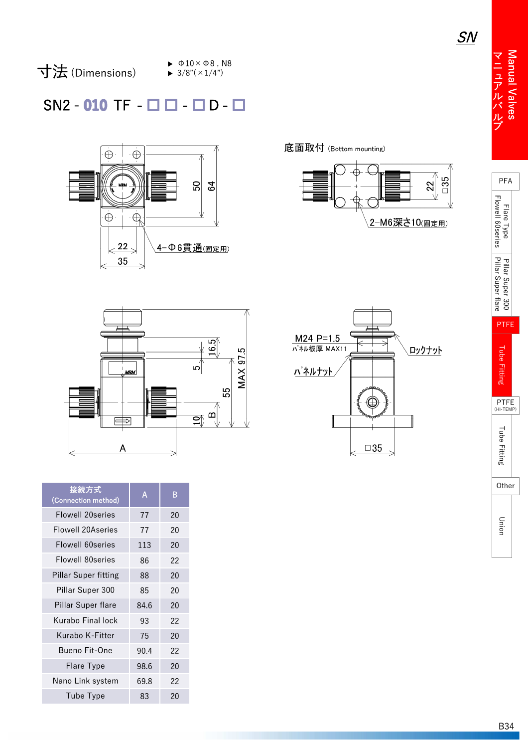# 寸法 (Dimensions)

▶ Φ10×Φ8 , N8
▶ 3/8"(×1/4")

## SN2 - 010 TF - □□ - □ D - □

底面取付 (Bottom mounting)

4-Φ6貫通(固定用)

2-M6深さ10(固定用)

M24 P=1.5

ﾊﾟﾈﾙ板厚 MAX11

ﾛｯｸﾅｯﾄ

ﾊﾟﾈﾙﾅｯﾄ

| 接続方式 (Connection method) | A | B |
|---|---|---|
| Flowell 20series | 77 | 20 |
| Flowell 20Aseries | 77 | 20 |
| Flowell 60series | 113 | 20 |
| Flowell 80series | 86 | 22 |
| Pillar Super fitting | 88 | 20 |
| Pillar Super 300 | 85 | 20 |
| Pillar Super flare | 84.6 | 20 |
| Kurabo Final lock | 93 | 22 |
| Kurabo K-Fitter | 75 | 20 |
| Bueno Fit-One | 90.4 | 22 |
| Flare Type | 98.6 | 20 |
| Nano Link system | 69.8 | 22 |
| Tube Type | 83 | 20 |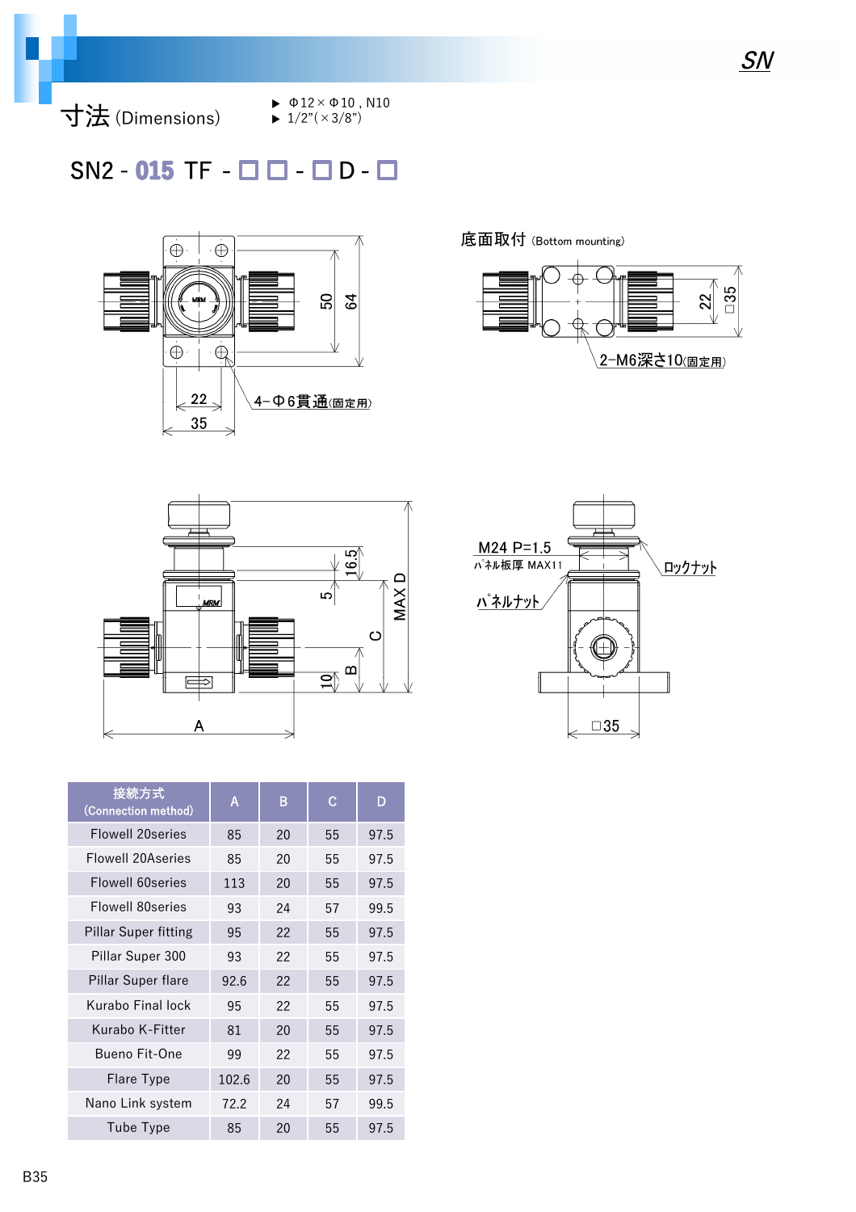# 寸法 (Dimensions)

▶ Φ12×Φ10 , N10
▶ 1/2”(×3/8”)

## SN2 - 015 TF - □ □ - □ D - □

4−Φ6貫通(固定用)

底面取付 (Bottom mounting)

2−M6深さ10(固定用)

M24 P=1.5

パネル板厚 MAX11

パネルナット

ロックナット

| 接続方式 (Connection method) | A | B | C | D |
|---|---|---|---|---|
| Flowell 20series | 85 | 20 | 55 | 97.5 |
| Flowell 20Aseries | 85 | 20 | 55 | 97.5 |
| Flowell 60series | 113 | 20 | 55 | 97.5 |
| Flowell 80series | 93 | 24 | 57 | 99.5 |
| Pillar Super fitting | 95 | 22 | 55 | 97.5 |
| Pillar Super 300 | 93 | 22 | 55 | 97.5 |
| Pillar Super flare | 92.6 | 22 | 55 | 97.5 |
| Kurabo Final lock | 95 | 22 | 55 | 97.5 |
| Kurabo K-Fitter | 81 | 20 | 55 | 97.5 |
| Bueno Fit-One | 99 | 22 | 55 | 97.5 |
| Flare Type | 102.6 | 20 | 55 | 97.5 |
| Nano Link system | 72.2 | 24 | 57 | 99.5 |
| Tube Type | 85 | 20 | 55 | 97.5 |